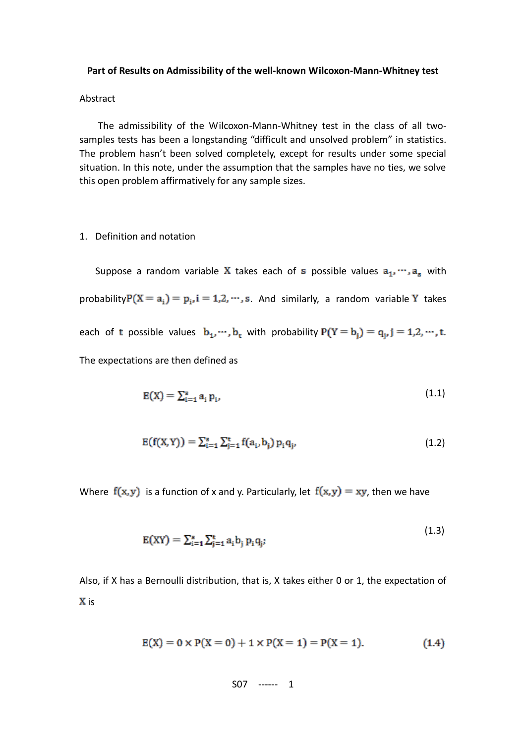**Part of Results on Admissibility of the well-known Wilcoxon-Mann-Whitney test**

Abstract

The admissibility of the Wilcoxon-Mann-Whitney test in the class of all two-samples tests has been a longstanding "difficult and unsolved problem" in statistics. The problem hasn't been solved completely, except for results under some special situation. In this note, under the assumption that the samples have no ties, we solve this open problem affirmatively for any sample sizes.

1. Definition and notation

Suppose a random variable $X$ takes each of $s$ possible values $a_1, \cdots, a_s$ with probability $P(X = a_i) = p_i, i = 1,2,\cdots,s$. And similarly, a random variable $Y$ takes each of $t$ possible values $b_1, \cdots, b_t$ with probability $P(Y = b_j) = q_j, j = 1,2,\cdots,t$. The expectations are then defined as

$$E(X) = \sum_{i=1}^{s} a_i\, p_i, \tag{1.1}$$

$$E(f(X,Y)) = \sum_{i=1}^{s}\sum_{j=1}^{t} f(a_i, b_j)\, p_i q_j, \tag{1.2}$$

Where $f(x,y)$ is a function of x and y. Particularly, let $f(x,y) = xy$, then we have

$$E(XY) = \sum_{i=1}^{s}\sum_{j=1}^{t} a_i b_j\, p_i q_j; \tag{1.3}$$

Also, if X has a Bernoulli distribution, that is, X takes either 0 or 1, the expectation of $X$ is

$$E(X) = 0 \times P(X = 0) + 1 \times P(X = 1) = P(X = 1). \tag{1.4}$$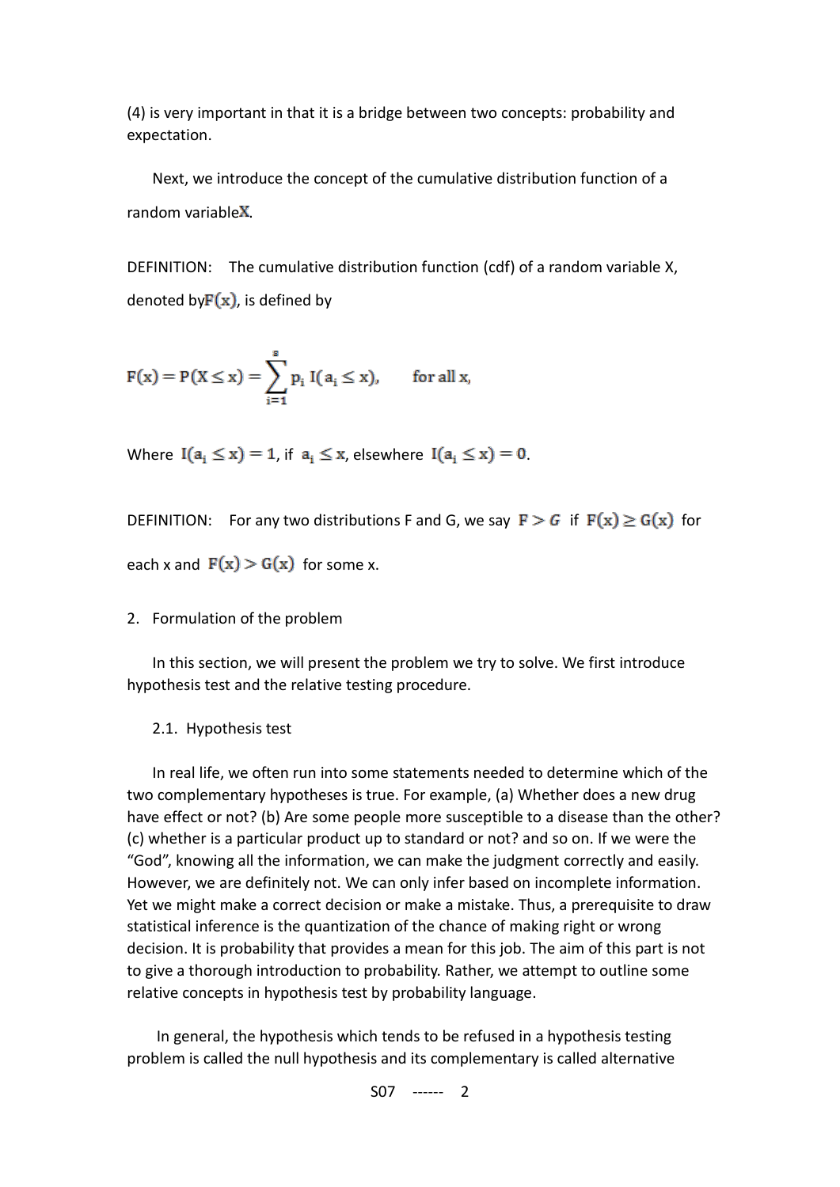(4) is very important in that it is a bridge between two concepts: probability and expectation.

Next, we introduce the concept of the cumulative distribution function of a random variable $\mathbf{X}$.

DEFINITION: The cumulative distribution function (cdf) of a random variable X, denoted by $F(x)$, is defined by

$$F(x) = P(X \leq x) = \sum_{i=1}^{s} p_i \, I(a_i \leq x), \qquad \text{for all x,}$$

Where $I(a_i \leq x) = 1$, if $a_i \leq x$, elsewhere $I(a_i \leq x) = 0$.

DEFINITION: For any two distributions F and G, we say $F > G$ if $F(x) \geq G(x)$ for each x and $F(x) > G(x)$ for some x.

2. Formulation of the problem

In this section, we will present the problem we try to solve. We first introduce hypothesis test and the relative testing procedure.

2.1. Hypothesis test

In real life, we often run into some statements needed to determine which of the two complementary hypotheses is true. For example, (a) Whether does a new drug have effect or not? (b) Are some people more susceptible to a disease than the other? (c) whether is a particular product up to standard or not? and so on. If we were the "God", knowing all the information, we can make the judgment correctly and easily. However, we are definitely not. We can only infer based on incomplete information. Yet we might make a correct decision or make a mistake. Thus, a prerequisite to draw statistical inference is the quantization of the chance of making right or wrong decision. It is probability that provides a mean for this job. The aim of this part is not to give a thorough introduction to probability. Rather, we attempt to outline some relative concepts in hypothesis test by probability language.

In general, the hypothesis which tends to be refused in a hypothesis testing problem is called the null hypothesis and its complementary is called alternative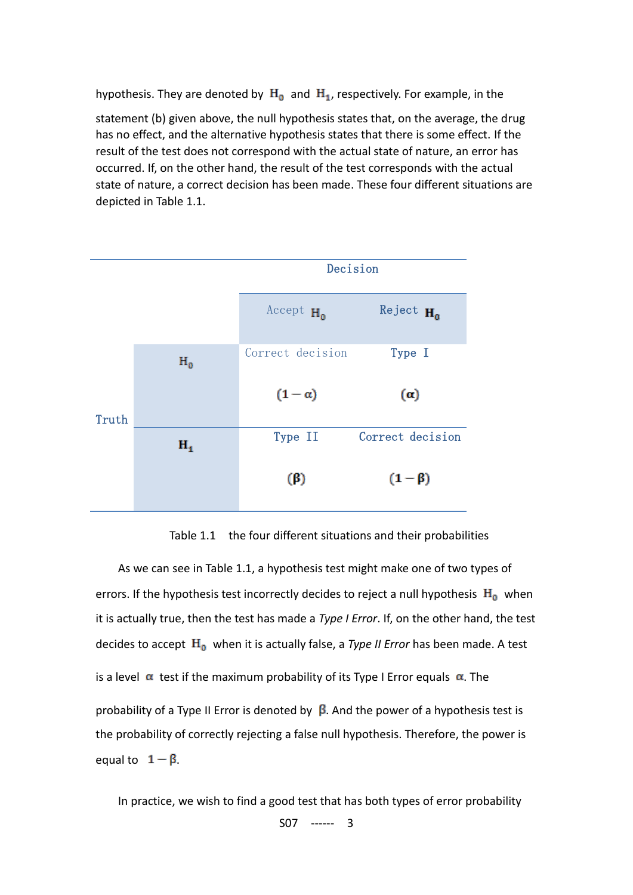hypothesis. They are denoted by $H_0$ and $H_1$, respectively. For example, in the statement (b) given above, the null hypothesis states that, on the average, the drug has no effect, and the alternative hypothesis states that there is some effect. If the result of the test does not correspond with the actual state of nature, an error has occurred. If, on the other hand, the result of the test corresponds with the actual state of nature, a correct decision has been made. These four different situations are depicted in Table 1.1.

| | | Decision | |
|---|---|---|---|
| | | Accept $H_0$ | Reject $H_0$ |
| Truth | $H_0$ | Correct decision $(1-\alpha)$ | Type I $(\alpha)$ |
| | $H_1$ | Type II $(\beta)$ | Correct decision $(1-\beta)$ |

Table 1.1 the four different situations and their probabilities

As we can see in Table 1.1, a hypothesis test might make one of two types of errors. If the hypothesis test incorrectly decides to reject a null hypothesis $H_0$ when it is actually true, then the test has made a *Type I Error*. If, on the other hand, the test decides to accept $H_0$ when it is actually false, a *Type II Error* has been made. A test is a level $\alpha$ test if the maximum probability of its Type I Error equals $\alpha$. The probability of a Type II Error is denoted by $\beta$. And the power of a hypothesis test is the probability of correctly rejecting a false null hypothesis. Therefore, the power is equal to $1-\beta$.

In practice, we wish to find a good test that has both types of error probability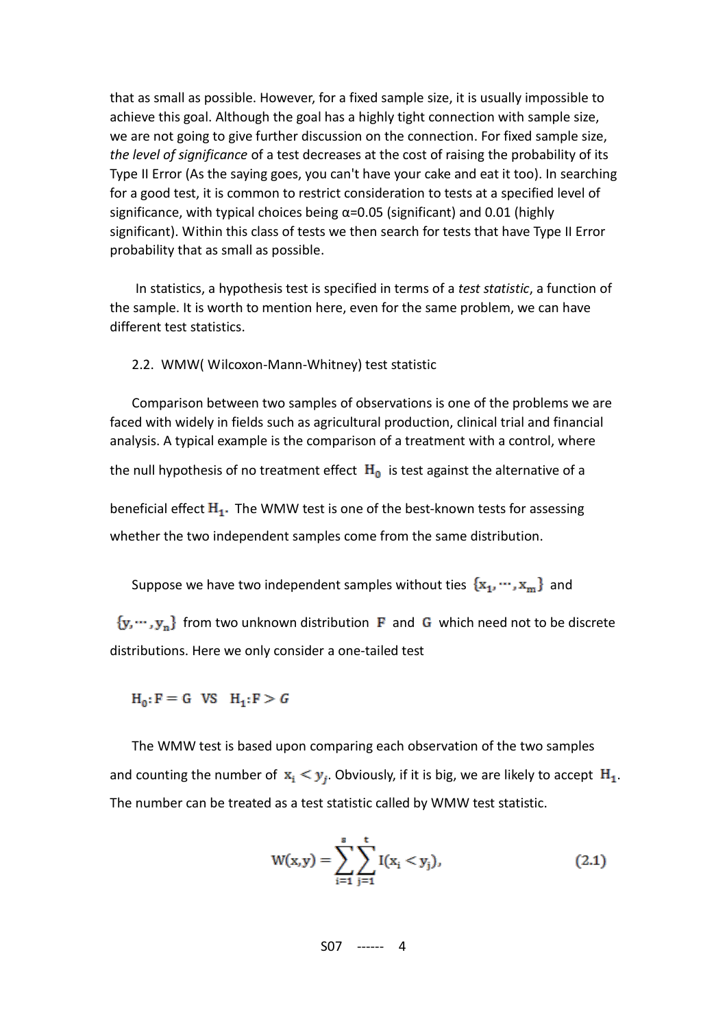that as small as possible. However, for a fixed sample size, it is usually impossible to achieve this goal. Although the goal has a highly tight connection with sample size, we are not going to give further discussion on the connection. For fixed sample size, *the level of significance* of a test decreases at the cost of raising the probability of its Type II Error (As the saying goes, you can't have your cake and eat it too). In searching for a good test, it is common to restrict consideration to tests at a specified level of significance, with typical choices being $\alpha$=0.05 (significant) and 0.01 (highly significant). Within this class of tests we then search for tests that have Type II Error probability that as small as possible.

In statistics, a hypothesis test is specified in terms of a *test statistic*, a function of the sample. It is worth to mention here, even for the same problem, we can have different test statistics.

## 2.2. WMW( Wilcoxon-Mann-Whitney) test statistic

Comparison between two samples of observations is one of the problems we are faced with widely in fields such as agricultural production, clinical trial and financial analysis. A typical example is the comparison of a treatment with a control, where the null hypothesis of no treatment effect $H_0$ is test against the alternative of a beneficial effect $H_1$. The WMW test is one of the best-known tests for assessing whether the two independent samples come from the same distribution.

Suppose we have two independent samples without ties $\{x_1, \cdots, x_m\}$ and $\{y, \cdots, y_n\}$ from two unknown distribution $F$ and $G$ which need not to be discrete distributions. Here we only consider a one-tailed test

$$H_0: F = G \quad VS \quad H_1: F > G$$

The WMW test is based upon comparing each observation of the two samples and counting the number of $x_i < y_j$. Obviously, if it is big, we are likely to accept $H_1$. The number can be treated as a test statistic called by WMW test statistic.

$$W(x,y) = \sum_{i=1}^{s} \sum_{j=1}^{t} I(x_i < y_j), \tag{2.1}$$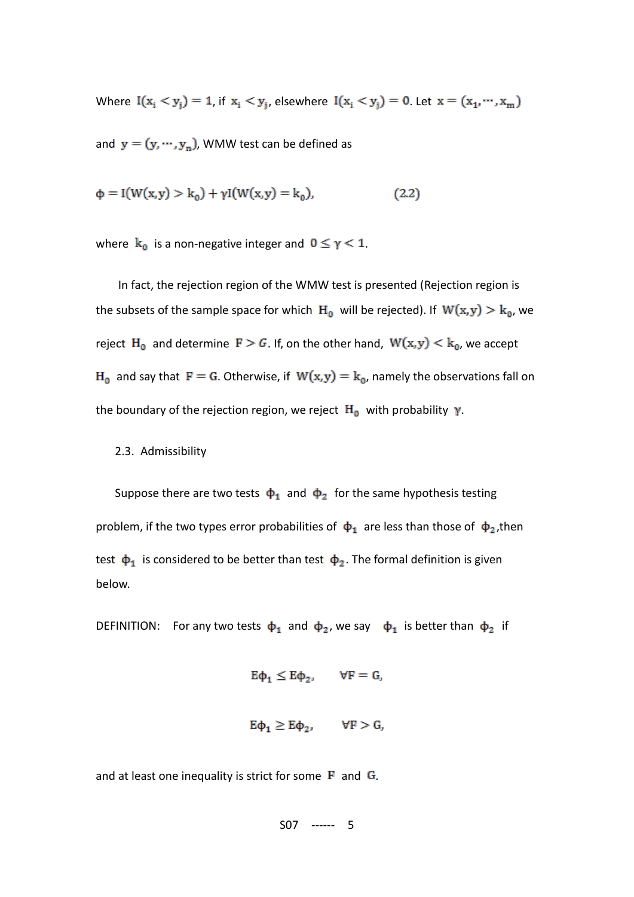Where $I(x_i < y_j) = 1$, if $x_i < y_j$, elsewhere $I(x_i < y_j) = 0$. Let $x = (x_1, \cdots, x_m)$ and $y = (y, \cdots, y_n)$, WMW test can be defined as

$$\phi = I(W(x,y) > k_0) + \gamma I(W(x,y) = k_0), \qquad (2.2)$$

where $k_0$ is a non-negative integer and $0 \leq \gamma < 1$.

In fact, the rejection region of the WMW test is presented (Rejection region is the subsets of the sample space for which $H_0$ will be rejected). If $W(x,y) > k_0$, we reject $H_0$ and determine $F > G$. If, on the other hand, $W(x,y) < k_0$, we accept $H_0$ and say that $F = G$. Otherwise, if $W(x,y) = k_0$, namely the observations fall on the boundary of the rejection region, we reject $H_0$ with probability $\gamma$.

## 2.3. Admissibility

Suppose there are two tests $\phi_1$ and $\phi_2$ for the same hypothesis testing problem, if the two types error probabilities of $\phi_1$ are less than those of $\phi_2$,then test $\phi_1$ is considered to be better than test $\phi_2$. The formal definition is given below.

DEFINITION: For any two tests $\phi_1$ and $\phi_2$, we say $\phi_1$ is better than $\phi_2$ if

$$E\phi_1 \leq E\phi_2, \qquad \forall F = G,$$

$$E\phi_1 \geq E\phi_2, \qquad \forall F > G,$$

and at least one inequality is strict for some $F$ and $G$.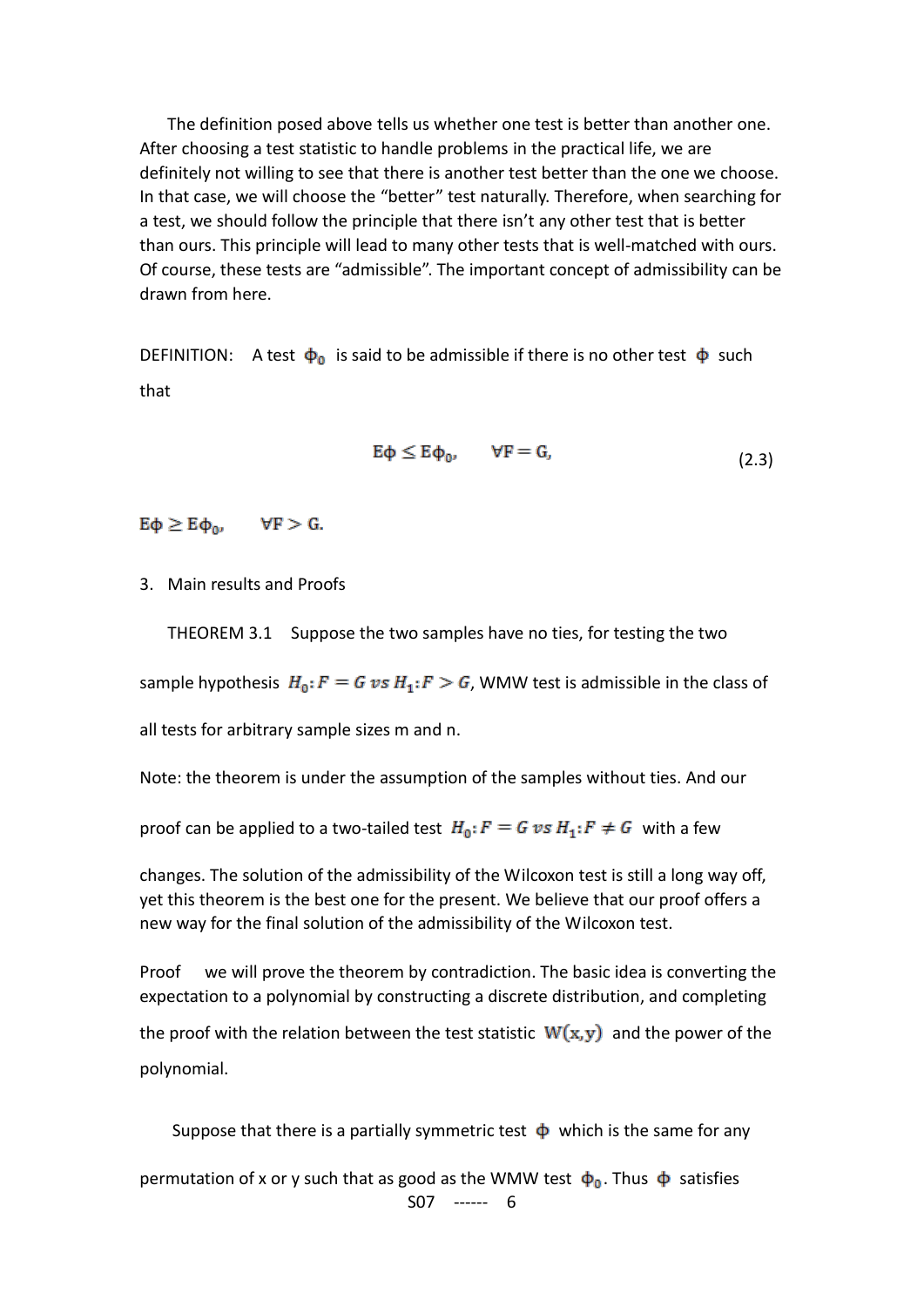The definition posed above tells us whether one test is better than another one. After choosing a test statistic to handle problems in the practical life, we are definitely not willing to see that there is another test better than the one we choose. In that case, we will choose the "better" test naturally. Therefore, when searching for a test, we should follow the principle that there isn't any other test that is better than ours. This principle will lead to many other tests that is well-matched with ours. Of course, these tests are "admissible". The important concept of admissibility can be drawn from here.

DEFINITION: A test $\phi_0$ is said to be admissible if there is no other test $\phi$ such that

$$E\phi \leq E\phi_0, \qquad \forall F = G, \tag{2.3}$$

$E\phi \geq E\phi_0, \qquad \forall F > G.$

3. Main results and Proofs

THEOREM 3.1 Suppose the two samples have no ties, for testing the two sample hypothesis $H_0: F = G \; vs \; H_1: F > G$, WMW test is admissible in the class of all tests for arbitrary sample sizes m and n.

Note: the theorem is under the assumption of the samples without ties. And our proof can be applied to a two-tailed test $H_0: F = G \; vs \; H_1: F \neq G$ with a few changes. The solution of the admissibility of the Wilcoxon test is still a long way off, yet this theorem is the best one for the present. We believe that our proof offers a new way for the final solution of the admissibility of the Wilcoxon test.

Proof we will prove the theorem by contradiction. The basic idea is converting the expectation to a polynomial by constructing a discrete distribution, and completing the proof with the relation between the test statistic $W(x,y)$ and the power of the polynomial.

Suppose that there is a partially symmetric test $\phi$ which is the same for any permutation of x or y such that as good as the WMW test $\phi_0$. Thus $\phi$ satisfies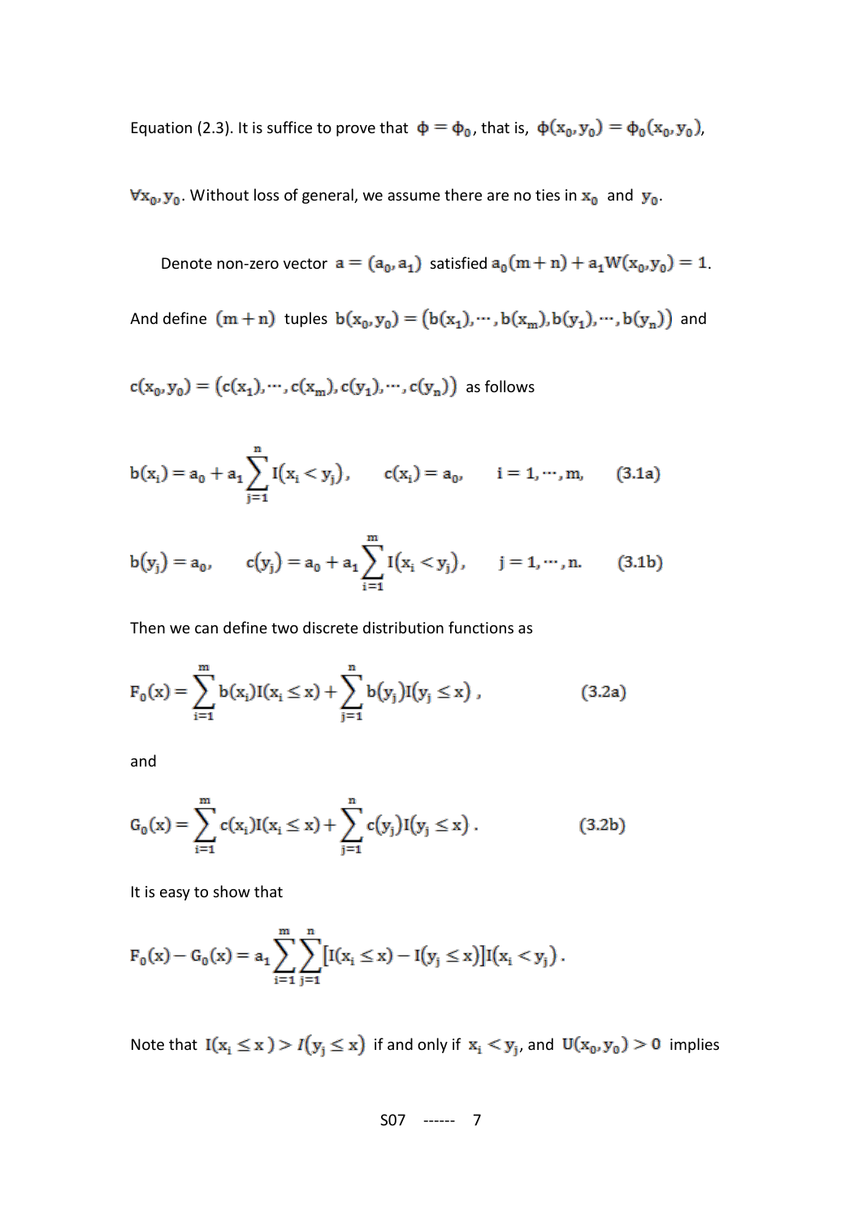Equation (2.3). It is suffice to prove that $\phi = \phi_0$, that is, $\phi(x_0, y_0) = \phi_0(x_0, y_0)$, $\forall x_0, y_0$. Without loss of general, we assume there are no ties in $x_0$ and $y_0$.

Denote non-zero vector $a = (a_0, a_1)$ satisfied $a_0(m+n) + a_1 W(x_0, y_0) = 1$. And define $(m+n)$ tuples $b(x_0, y_0) = (b(x_1), \cdots, b(x_m), b(y_1), \cdots, b(y_n))$ and $c(x_0, y_0) = (c(x_1), \cdots, c(x_m), c(y_1), \cdots, c(y_n))$ as follows

$$b(x_i) = a_0 + a_1 \sum_{j=1}^{n} I(x_i < y_j), \qquad c(x_i) = a_0, \qquad i = 1, \cdots, m, \qquad (3.1a)$$

$$b(y_j) = a_0, \qquad c(y_j) = a_0 + a_1 \sum_{i=1}^{m} I(x_i < y_j), \qquad j = 1, \cdots, n. \qquad (3.1b)$$

Then we can define two discrete distribution functions as

$$F_0(x) = \sum_{i=1}^{m} b(x_i) I(x_i \le x) + \sum_{j=1}^{n} b(y_j) I(y_j \le x), \qquad (3.2a)$$

and

$$G_0(x) = \sum_{i=1}^{m} c(x_i) I(x_i \le x) + \sum_{j=1}^{n} c(y_j) I(y_j \le x). \qquad (3.2b)$$

It is easy to show that

$$F_0(x) - G_0(x) = a_1 \sum_{i=1}^{m} \sum_{j=1}^{n} [I(x_i \le x) - I(y_j \le x)] I(x_i < y_j).$$

Note that $I(x_i \le x) > I(y_j \le x)$ if and only if $x_i < y_j$, and $U(x_0, y_0) > 0$ implies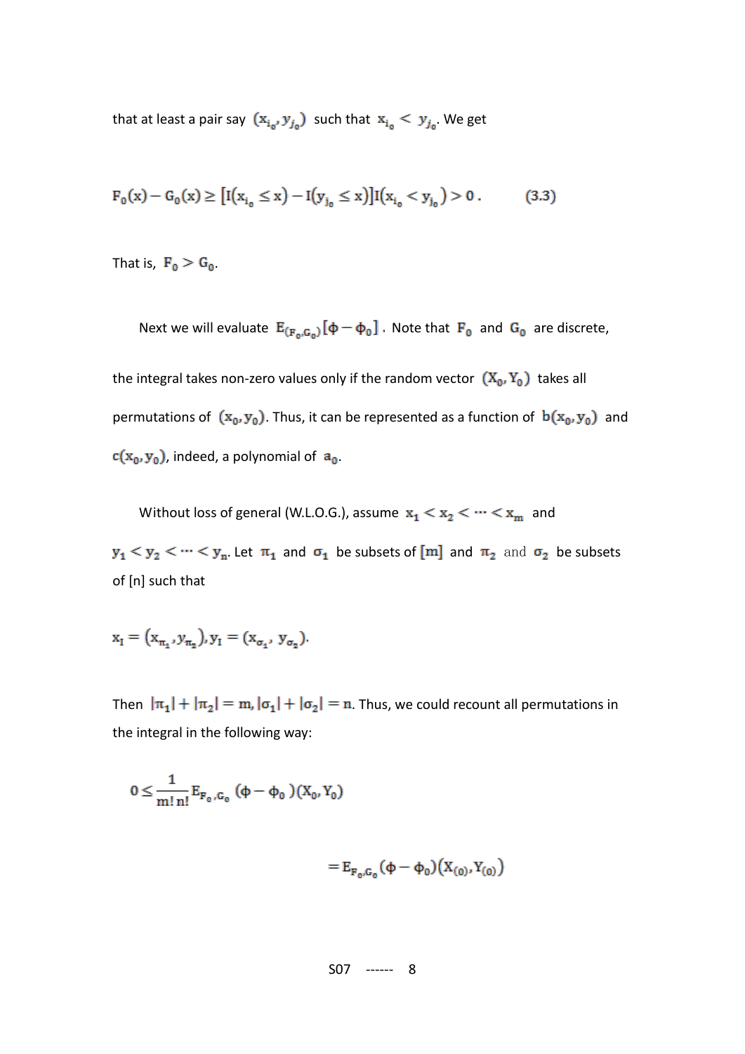that at least a pair say $(x_{i_0}, y_{j_0})$ such that $x_{i_0} < y_{j_0}$. We get

$$F_0(x) - G_0(x) \geq \left[I(x_{i_0} \leq x) - I(y_{j_0} \leq x)\right] I(x_{i_0} < y_{j_0}) > 0 . \qquad (3.3)$$

That is, $F_0 > G_0$.

Next we will evaluate $E_{(F_0,G_0)}[\phi - \phi_0]$. Note that $F_0$ and $G_0$ are discrete, the integral takes non-zero values only if the random vector $(X_0, Y_0)$ takes all permutations of $(x_0, y_0)$. Thus, it can be represented as a function of $b(x_0, y_0)$ and $c(x_0, y_0)$, indeed, a polynomial of $a_0$.

Without loss of general (W.L.O.G.), assume $x_1 < x_2 < \cdots < x_m$ and $y_1 < y_2 < \cdots < y_n$. Let $\pi_1$ and $\sigma_1$ be subsets of $[m]$ and $\pi_2$ and $\sigma_2$ be subsets of [n] such that

$$x_I = (x_{\pi_1}, y_{\pi_2}), y_I = (x_{\sigma_1}, y_{\sigma_2}).$$

Then $|\pi_1| + |\pi_2| = m, |\sigma_1| + |\sigma_2| = n$. Thus, we could recount all permutations in the integral in the following way:

$$0 \leq \frac{1}{m!\,n!} E_{F_0,G_0} (\phi - \phi_0)(X_0, Y_0)$$

$$= E_{F_0,G_0} (\phi - \phi_0)(X_{(0)}, Y_{(0)})$$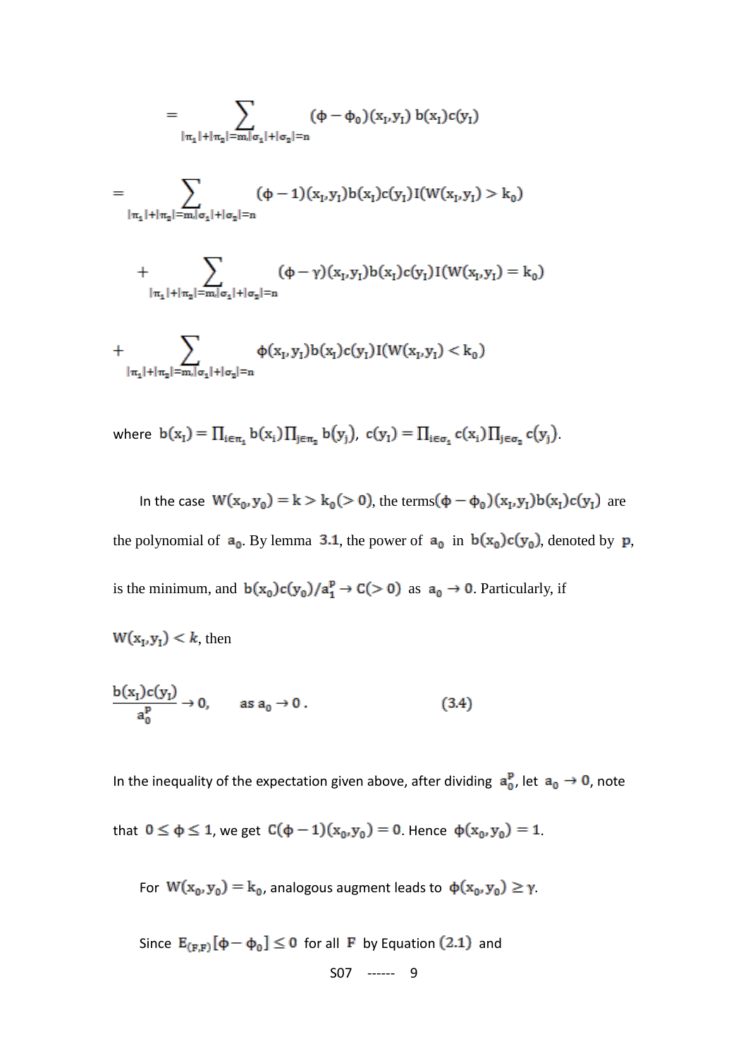$$= \sum_{|\pi_1|+|\pi_2|=m, |\sigma_1|+|\sigma_2|=n} (\phi - \phi_0)(x_I, y_I)\, b(x_I) c(y_I)$$

$$= \sum_{|\pi_1|+|\pi_2|=m, |\sigma_1|+|\sigma_2|=n} (\phi - 1)(x_I, y_I) b(x_I) c(y_I) I(W(x_I, y_I) > k_0)$$

$$+ \sum_{|\pi_1|+|\pi_2|=m, |\sigma_1|+|\sigma_2|=n} (\phi - \gamma)(x_I, y_I) b(x_I) c(y_I) I(W(x_I, y_I) = k_0)$$

$$+ \sum_{|\pi_1|+|\pi_2|=m, |\sigma_1|+|\sigma_2|=n} \phi(x_I, y_I) b(x_I) c(y_I) I(W(x_I, y_I) < k_0)$$

where $b(x_I) = \prod_{i\in\pi_1} b(x_i) \prod_{j\in\pi_2} b(y_j)$, $c(y_I) = \prod_{i\in\sigma_1} c(x_i) \prod_{j\in\sigma_2} c(y_j)$.

In the case $W(x_0, y_0) = k > k_0 (> 0)$, the terms $(\phi - \phi_0)(x_I, y_I) b(x_I) c(y_I)$ are the polynomial of $a_0$. By lemma 3.1, the power of $a_0$ in $b(x_0)c(y_0)$, denoted by $p$, is the minimum, and $b(x_0)c(y_0)/a_1^p \to C (> 0)$ as $a_0 \to 0$. Particularly, if $W(x_I, y_I) < k$, then

$$\frac{b(x_I)c(y_I)}{a_0^p} \to 0, \qquad \text{as } a_0 \to 0\,. \tag{3.4}$$

In the inequality of the expectation given above, after dividing $a_0^p$, let $a_0 \to 0$, note that $0 \le \phi \le 1$, we get $C(\phi - 1)(x_0, y_0) = 0$. Hence $\phi(x_0, y_0) = 1$.

For $W(x_0, y_0) = k_0$, analogous augment leads to $\phi(x_0, y_0) \ge \gamma$.

Since $E_{(F,F)}[\phi - \phi_0] \le 0$ for all $F$ by Equation (2.1) and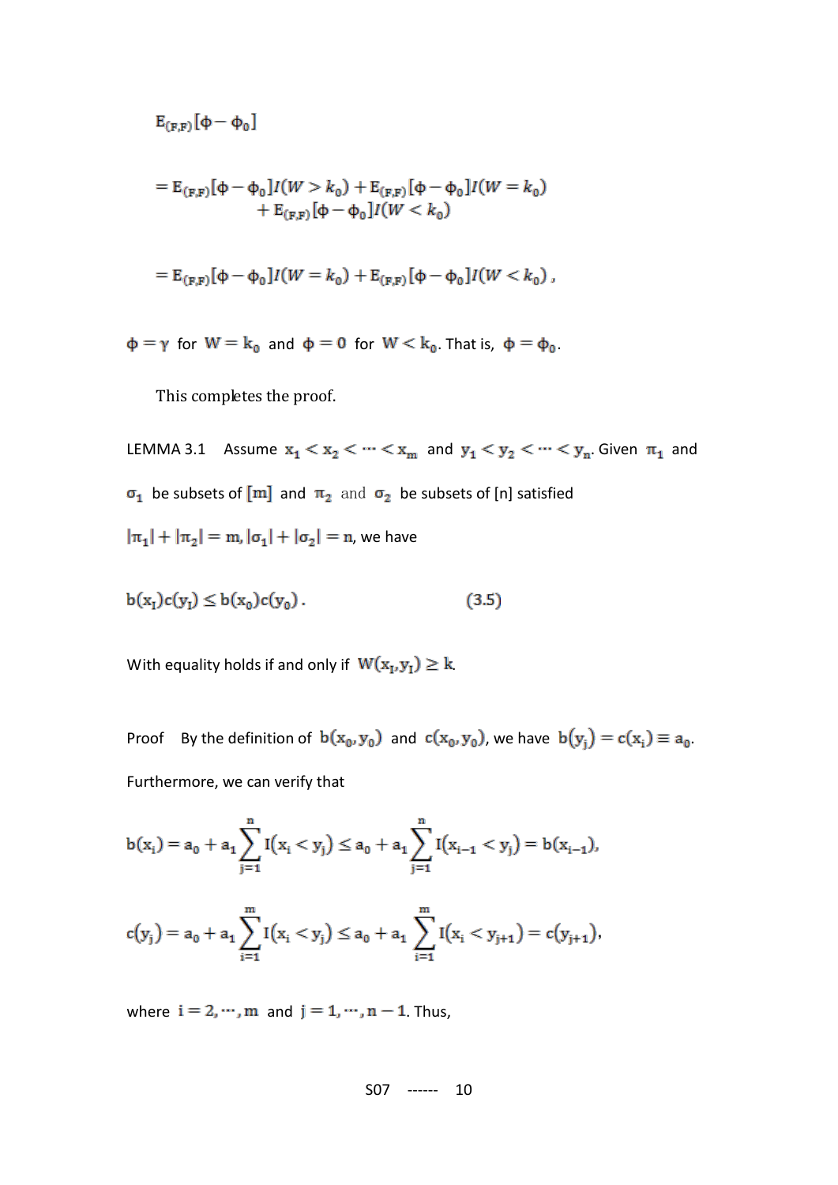$$E_{(F,F)}[\phi - \phi_0]$$

$$= E_{(F,F)}[\phi - \phi_0]I(W > k_0) + E_{(F,F)}[\phi - \phi_0]I(W = k_0) + E_{(F,F)}[\phi - \phi_0]I(W < k_0)$$

$$= E_{(F,F)}[\phi - \phi_0]I(W = k_0) + E_{(F,F)}[\phi - \phi_0]I(W < k_0),$$

$\phi = \gamma$ for $W = k_0$ and $\phi = 0$ for $W < k_0$. That is, $\phi = \phi_0$.

This completes the proof.

LEMMA 3.1 Assume $x_1 < x_2 < \cdots < x_m$ and $y_1 < y_2 < \cdots < y_n$. Given $\pi_1$ and $\sigma_1$ be subsets of $[m]$ and $\pi_2$ and $\sigma_2$ be subsets of [n] satisfied $|\pi_1| + |\pi_2| = m, |\sigma_1| + |\sigma_2| = n$, we have

$$b(x_I)c(y_J) \le b(x_0)c(y_0). \qquad (3.5)$$

With equality holds if and only if $W(x_I, y_I) \ge k$.

Proof By the definition of $b(x_0, y_0)$ and $c(x_0, y_0)$, we have $b(y_j) = c(x_i) \equiv a_0$. Furthermore, we can verify that

$$b(x_i) = a_0 + a_1 \sum_{j=1}^{n} I(x_i < y_j) \le a_0 + a_1 \sum_{j=1}^{n} I(x_{i-1} < y_j) = b(x_{i-1}),$$

$$c(y_j) = a_0 + a_1 \sum_{i=1}^{m} I(x_i < y_j) \le a_0 + a_1 \sum_{i=1}^{m} I(x_i < y_{j+1}) = c(y_{j+1}),$$

where $i = 2, \cdots, m$ and $j = 1, \cdots, n-1$. Thus,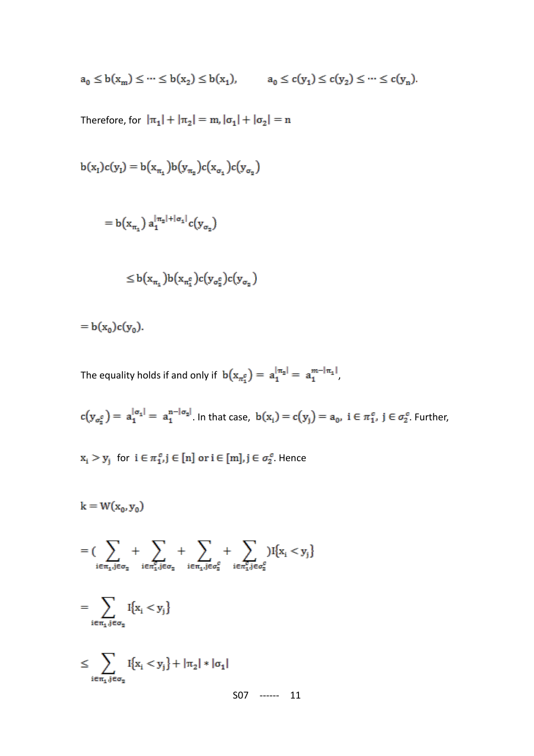$$a_0 \le b(x_m) \le \cdots \le b(x_2) \le b(x_1), \qquad a_0 \le c(y_1) \le c(y_2) \le \cdots \le c(y_n).$$

Therefore, for $|\pi_1| + |\pi_2| = m, |\sigma_1| + |\sigma_2| = n$

$$b(x_I)c(y_J) = b(x_{\pi_1})b(y_{\pi_2})c(x_{\sigma_1})c(y_{\sigma_2})$$

$$= b(x_{\pi_1})\, a_1^{|\pi_2|+|\sigma_1|} c(y_{\sigma_2})$$

$$\le b(x_{\pi_1})b(x_{\pi_1^c})c(y_{\sigma_2^c})c(y_{\sigma_2})$$

$$= b(x_0)c(y_0).$$

The equality holds if and only if $b(x_{\pi_1^c}) = a_1^{|\pi_2|} = a_1^{m-|\pi_1|}$,

$c(y_{\sigma_2^c}) = a_1^{|\sigma_1|} = a_1^{n-|\sigma_2|}$. In that case, $b(x_i) = c(y_j) = a_0,\ i \in \pi_1^c,\ j \in \sigma_2^c$. Further,

$x_i > y_j$ for $i \in \pi_1^c, j \in [n]$ or $i \in [m], j \in \sigma_2^c$. Hence

$$k = W(x_0, y_0)$$

$$= \Big(\sum_{i\in\pi_1, j\in\sigma_2} + \sum_{i\in\pi_1^c, j\in\sigma_2} + \sum_{i\in\pi_1, j\in\sigma_2^c} + \sum_{i\in\pi_1^c, j\in\sigma_2^c}\Big) I\{x_i < y_j\}$$

$$= \sum_{i\in\pi_1, j\in\sigma_2} I\{x_i < y_j\}$$

$$\le \sum_{i\in\pi_1, j\in\sigma_2} I\{x_i < y_j\} + |\pi_2| * |\sigma_1|$$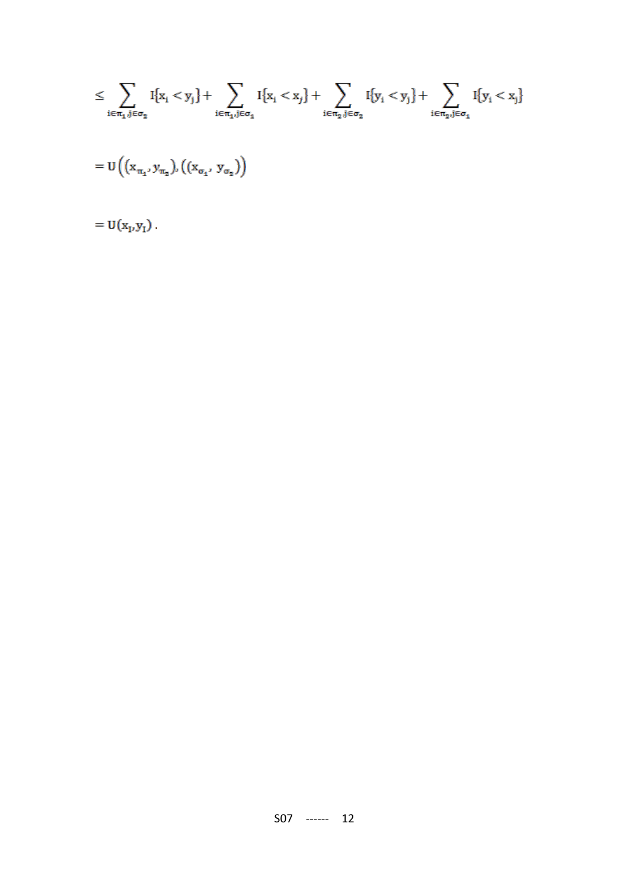$$\leq \sum_{i\in\pi_1, j\in\sigma_2} I\{x_i < y_j\} + \sum_{i\in\pi_1, j\in\sigma_1} I\{x_i < x_j\} + \sum_{i\in\pi_2, j\in\sigma_2} I\{y_i < y_j\} + \sum_{i\in\pi_2, j\in\sigma_1} I\{y_i < x_j\}$$

$$= U\left(\left(x_{\pi_1}, y_{\pi_2}\right), \left(\left(x_{\sigma_1}, y_{\sigma_2}\right)\right)\right.$$

$$= U(x_I, y_J)\,.$$